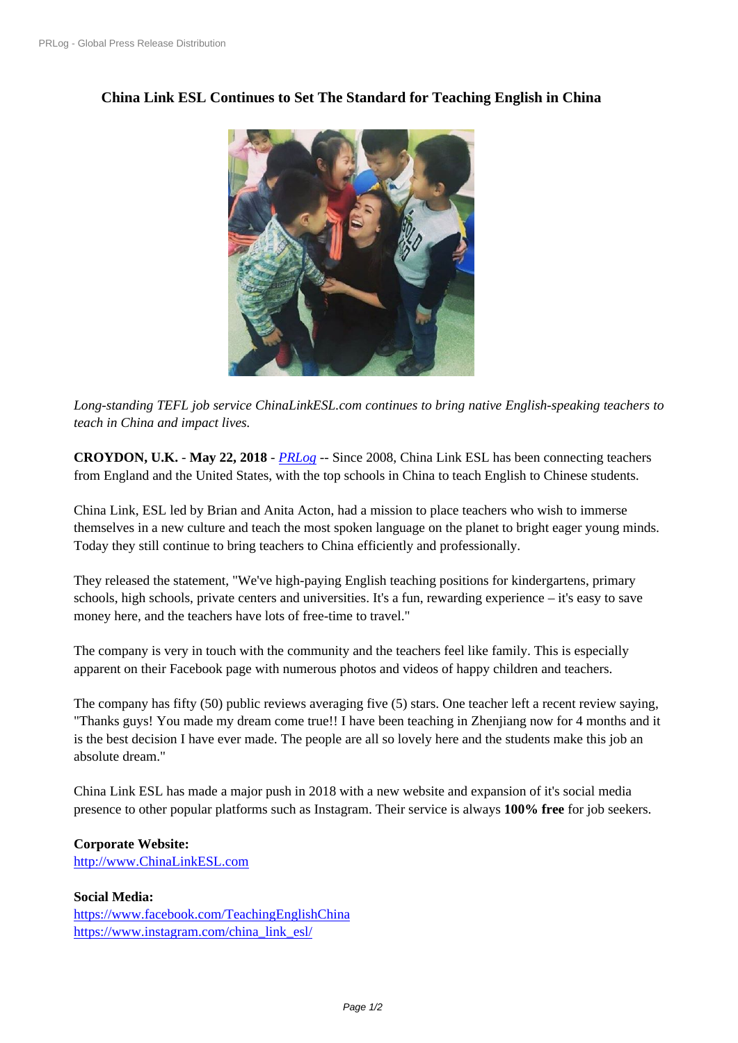# China Link ESL Continues to Set The Standard for Teaching English in China

*Long-standing TEFL job service ChinaLinkESL.com continues to bring native English-speaking teachers to teach in China and impact lives.*

**CROYDON, U.K.** - **May 22, 2018** - *PRLog* -- Since 2008, China Link ESL has been connecting teachers from England and the United States, with the top schools in China to teach English to Chinese students.

China Link, ESL led by Brian and Anita Acton, had a mission to place teachers who wish to immerse themselves in a new culture and teach the most spoken language on the planet to bright eager young minds. Today they still continue to bring teachers to China efficiently and professionally.

They released the statement, "We've high-paying English teaching positions for kindergartens, primary schools, high schools, private centers and universities. It's a fun, rewarding experience – it's easy to save money here, and the teachers have lots of free-time to travel."

The company is very in touch with the community and the teachers feel like family. This is especially apparent on their Facebook page with numerous photos and videos of happy children and teachers.

The company has fifty (50) public reviews averaging five (5) stars. One teacher left a recent review saying, "Thanks guys! You made my dream come true!! I have been teaching in Zhenjiang now for 4 months and it is the best decision I have ever made. The people are all so lovely here and the students make this job an absolute dream."

China Link ESL has made a major push in 2018 with a new website and expansion of it's social media presence to other popular platforms such as Instagram. Their service is always **100% free** for job seekers.

**Corporate Website:**
http://www.ChinaLinkESL.com

**Social Media:**
https://www.facebook.com/TeachingEnglishChina
https://www.instagram.com/china_link_esl/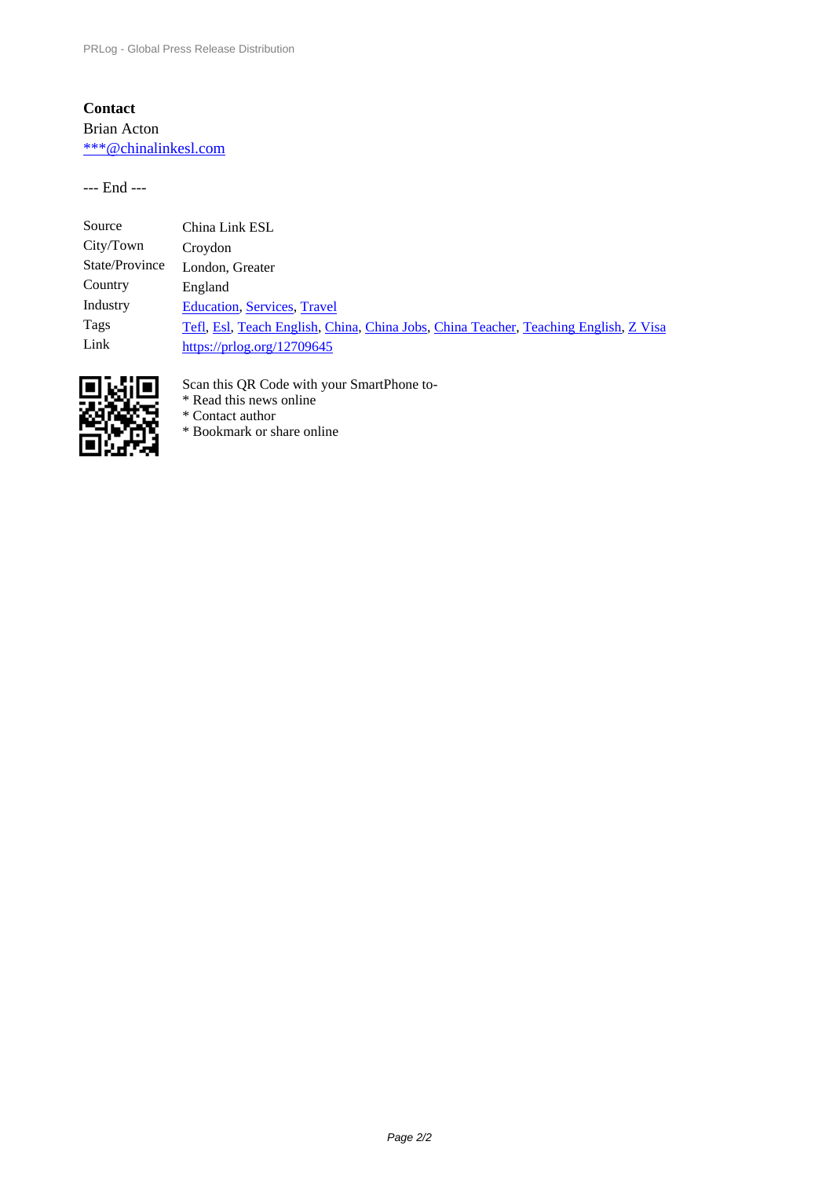**Contact**
Brian Acton
***@chinalinkesl.com

--- End ---

| | |
|---|---|
| Source | China Link ESL |
| City/Town | Croydon |
| State/Province | London, Greater |
| Country | England |
| Industry | Education, Services, Travel |
| Tags | Tefl, Esl, Teach English, China, China Jobs, China Teacher, Teaching English, Z Visa |
| Link | https://prlog.org/12709645 |

Scan this QR Code with your SmartPhone to-
* Read this news online
* Contact author
* Bookmark or share online